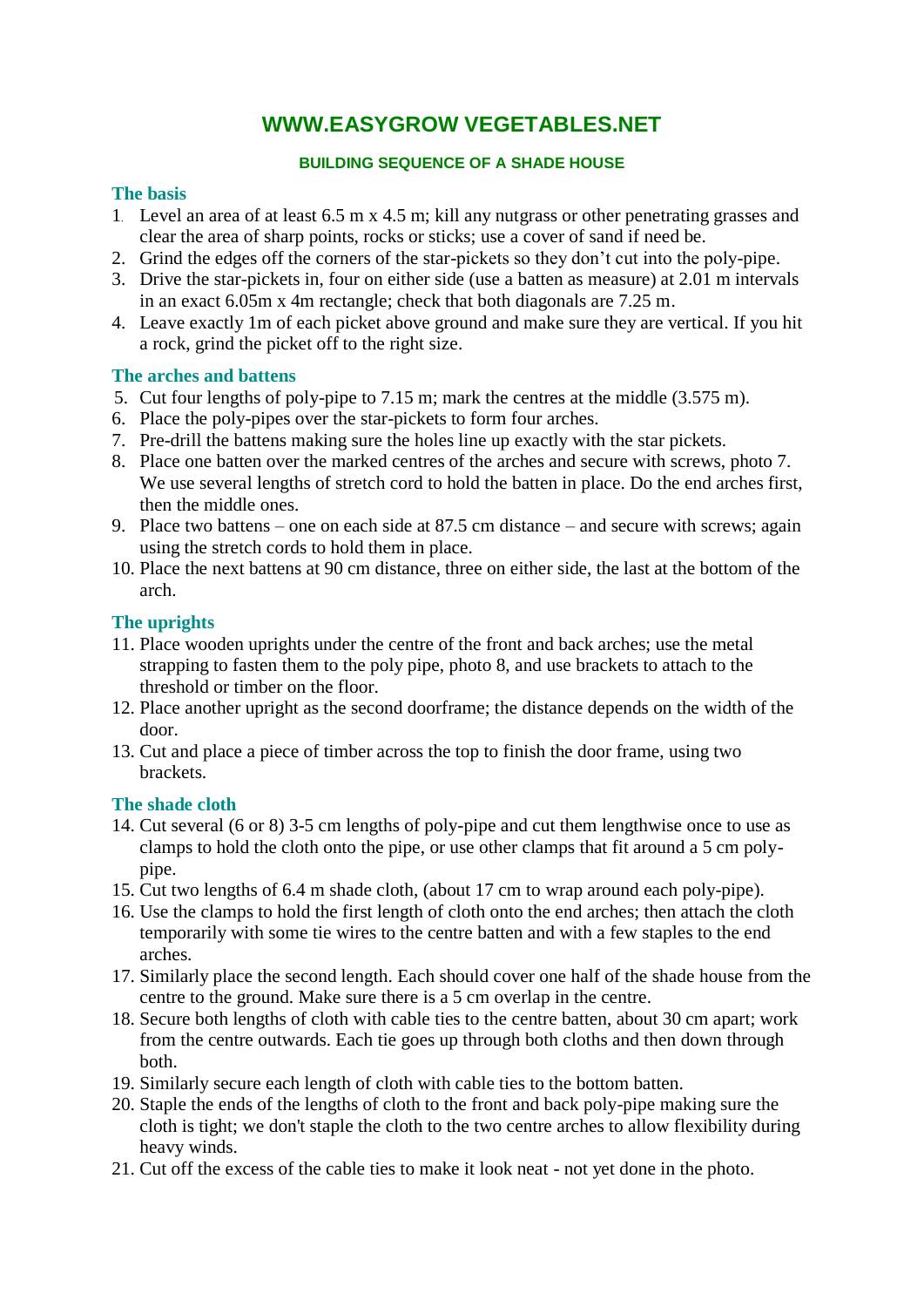# WWW.EASYGROW VEGETABLES.NET

## BUILDING SEQUENCE OF A SHADE HOUSE

### The basis

1. Level an area of at least 6.5 m x 4.5 m; kill any nutgrass or other penetrating grasses and clear the area of sharp points, rocks or sticks; use a cover of sand if need be.
2. Grind the edges off the corners of the star-pickets so they don't cut into the poly-pipe.
3. Drive the star-pickets in, four on either side (use a batten as measure) at 2.01 m intervals in an exact 6.05m x 4m rectangle; check that both diagonals are 7.25 m.
4. Leave exactly 1m of each picket above ground and make sure they are vertical. If you hit a rock, grind the picket off to the right size.

### The arches and battens

5. Cut four lengths of poly-pipe to 7.15 m; mark the centres at the middle (3.575 m).
6. Place the poly-pipes over the star-pickets to form four arches.
7. Pre-drill the battens making sure the holes line up exactly with the star pickets.
8. Place one batten over the marked centres of the arches and secure with screws, photo 7. We use several lengths of stretch cord to hold the batten in place. Do the end arches first, then the middle ones.
9. Place two battens – one on each side at 87.5 cm distance – and secure with screws; again using the stretch cords to hold them in place.
10. Place the next battens at 90 cm distance, three on either side, the last at the bottom of the arch.

### The uprights

11. Place wooden uprights under the centre of the front and back arches; use the metal strapping to fasten them to the poly pipe, photo 8, and use brackets to attach to the threshold or timber on the floor.
12. Place another upright as the second doorframe; the distance depends on the width of the door.
13. Cut and place a piece of timber across the top to finish the door frame, using two brackets.

### The shade cloth

14. Cut several (6 or 8) 3-5 cm lengths of poly-pipe and cut them lengthwise once to use as clamps to hold the cloth onto the pipe, or use other clamps that fit around a 5 cm poly-pipe.
15. Cut two lengths of 6.4 m shade cloth, (about 17 cm to wrap around each poly-pipe).
16. Use the clamps to hold the first length of cloth onto the end arches; then attach the cloth temporarily with some tie wires to the centre batten and with a few staples to the end arches.
17. Similarly place the second length. Each should cover one half of the shade house from the centre to the ground. Make sure there is a 5 cm overlap in the centre.
18. Secure both lengths of cloth with cable ties to the centre batten, about 30 cm apart; work from the centre outwards. Each tie goes up through both cloths and then down through both.
19. Similarly secure each length of cloth with cable ties to the bottom batten.
20. Staple the ends of the lengths of cloth to the front and back poly-pipe making sure the cloth is tight; we don't staple the cloth to the two centre arches to allow flexibility during heavy winds.
21. Cut off the excess of the cable ties to make it look neat - not yet done in the photo.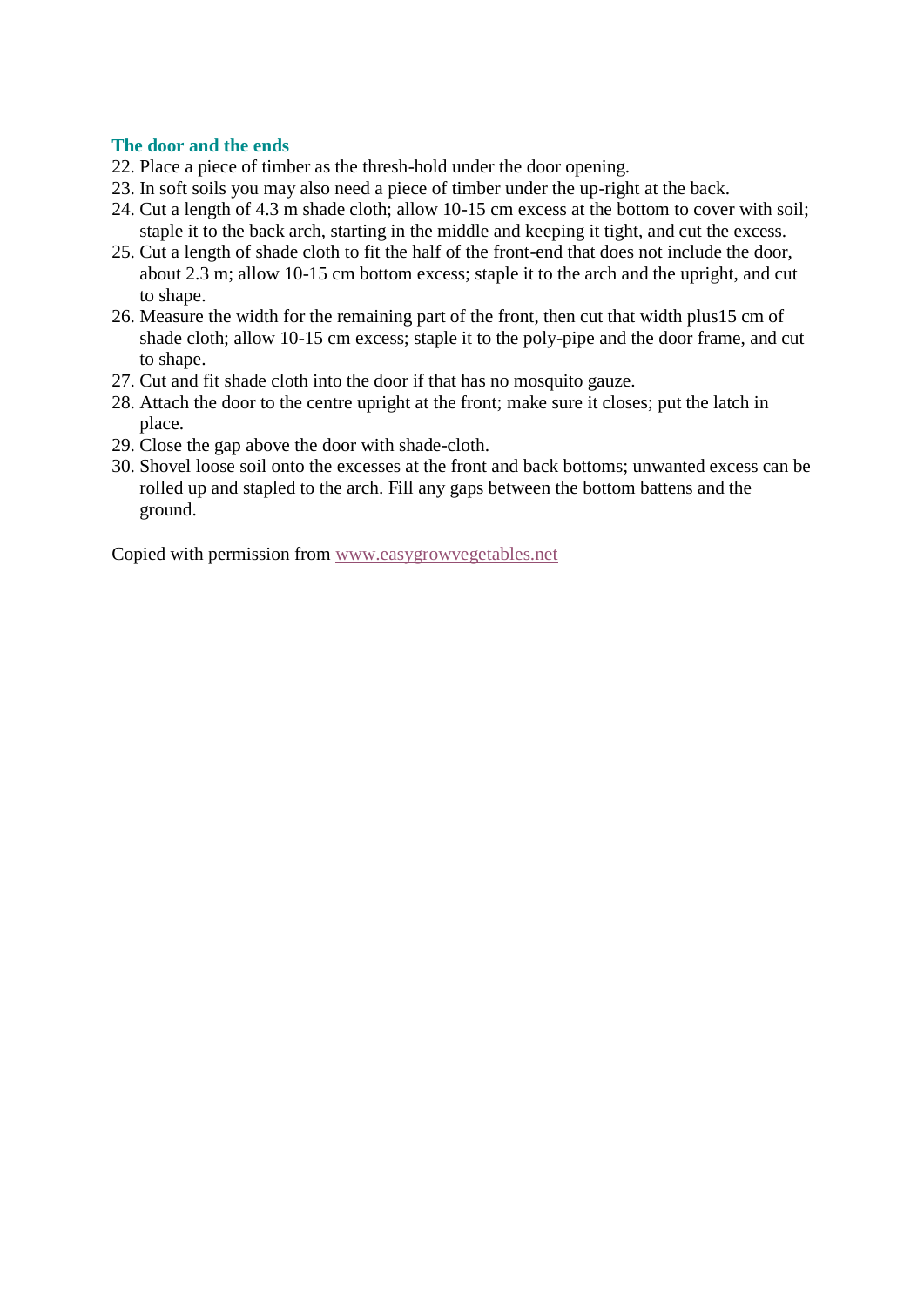### The door and the ends

22. Place a piece of timber as the thresh-hold under the door opening.
23. In soft soils you may also need a piece of timber under the up-right at the back.
24. Cut a length of 4.3 m shade cloth; allow 10-15 cm excess at the bottom to cover with soil; staple it to the back arch, starting in the middle and keeping it tight, and cut the excess.
25. Cut a length of shade cloth to fit the half of the front-end that does not include the door, about 2.3 m; allow 10-15 cm bottom excess; staple it to the arch and the upright, and cut to shape.
26. Measure the width for the remaining part of the front, then cut that width plus15 cm of shade cloth; allow 10-15 cm excess; staple it to the poly-pipe and the door frame, and cut to shape.
27. Cut and fit shade cloth into the door if that has no mosquito gauze.
28. Attach the door to the centre upright at the front; make sure it closes; put the latch in place.
29. Close the gap above the door with shade-cloth.
30. Shovel loose soil onto the excesses at the front and back bottoms; unwanted excess can be rolled up and stapled to the arch. Fill any gaps between the bottom battens and the ground.

Copied with permission from [www.easygrowvegetables.net](http://www.easygrowvegetables.net)